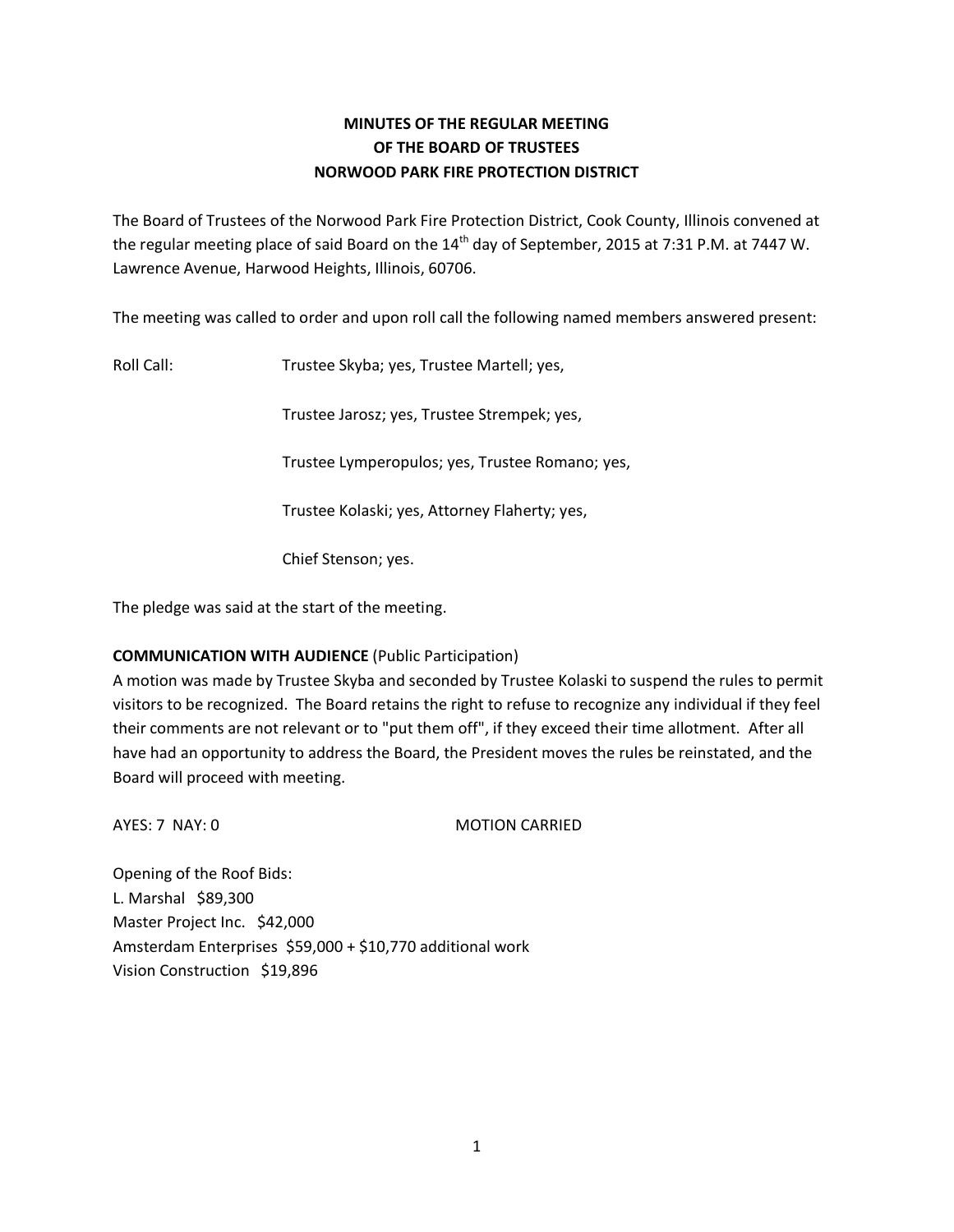# MINUTES OF THE REGULAR MEETING
# OF THE BOARD OF TRUSTEES
# NORWOOD PARK FIRE PROTECTION DISTRICT

The Board of Trustees of the Norwood Park Fire Protection District, Cook County, Illinois convened at the regular meeting place of said Board on the 14th day of September, 2015 at 7:31 P.M. at 7447 W. Lawrence Avenue, Harwood Heights, Illinois, 60706.

The meeting was called to order and upon roll call the following named members answered present:

Roll Call: Trustee Skyba; yes, Trustee Martell; yes,

Trustee Jarosz; yes, Trustee Strempek; yes,

Trustee Lymperopulos; yes, Trustee Romano; yes,

Trustee Kolaski; yes, Attorney Flaherty; yes,

Chief Stenson; yes.

The pledge was said at the start of the meeting.

**COMMUNICATION WITH AUDIENCE** (Public Participation)
A motion was made by Trustee Skyba and seconded by Trustee Kolaski to suspend the rules to permit visitors to be recognized. The Board retains the right to refuse to recognize any individual if they feel their comments are not relevant or to "put them off", if they exceed their time allotment. After all have had an opportunity to address the Board, the President moves the rules be reinstated, and the Board will proceed with meeting.

AYES: 7 NAY: 0 MOTION CARRIED

Opening of the Roof Bids:
L. Marshal $89,300
Master Project Inc. $42,000
Amsterdam Enterprises $59,000 + $10,770 additional work
Vision Construction $19,896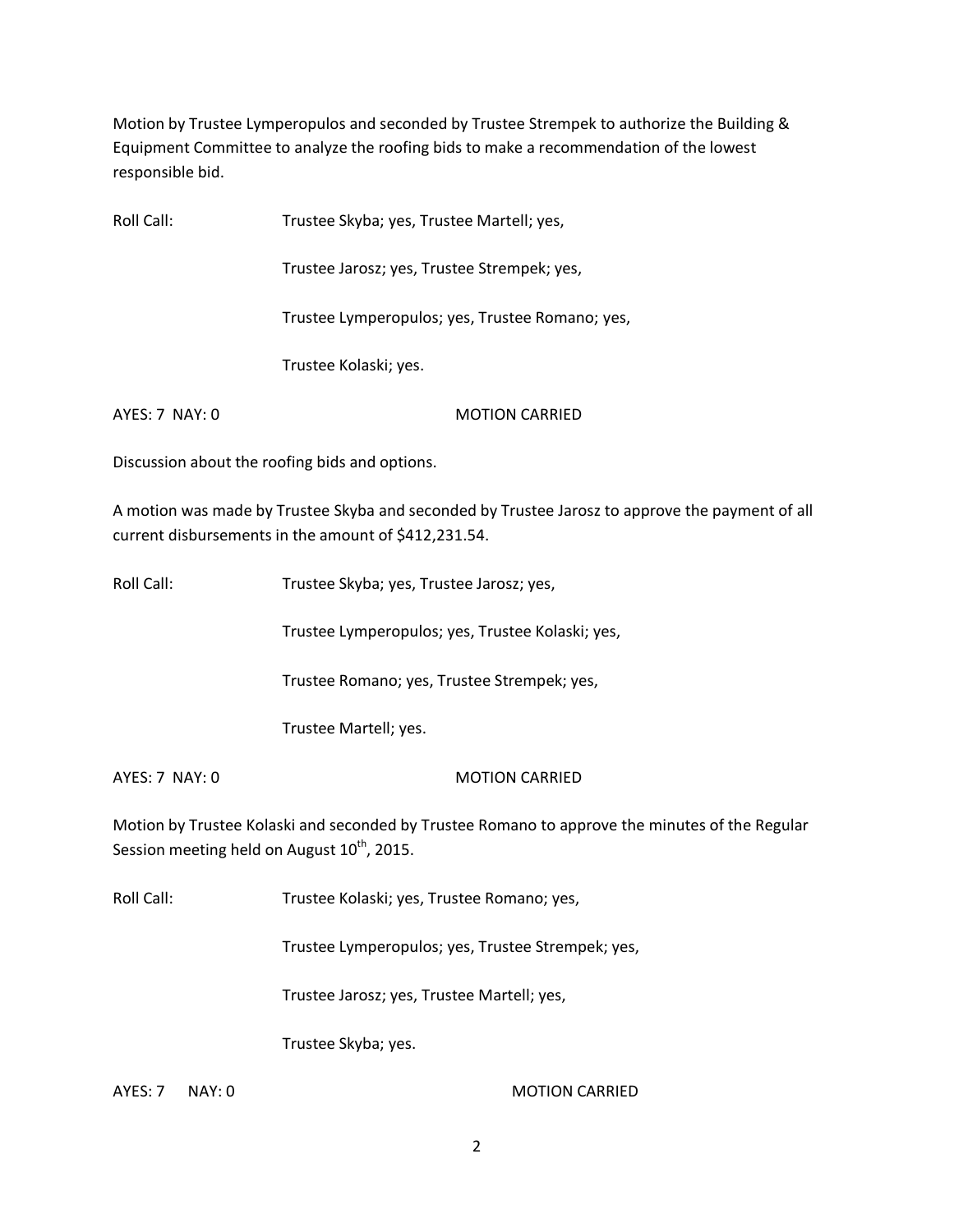Motion by Trustee Lymperopulos and seconded by Trustee Strempek to authorize the Building & Equipment Committee to analyze the roofing bids to make a recommendation of the lowest responsible bid.

Roll Call: Trustee Skyba; yes, Trustee Martell; yes,

Trustee Jarosz; yes, Trustee Strempek; yes,

Trustee Lymperopulos; yes, Trustee Romano; yes,

Trustee Kolaski; yes.

AYES: 7 NAY: 0 MOTION CARRIED

Discussion about the roofing bids and options.

A motion was made by Trustee Skyba and seconded by Trustee Jarosz to approve the payment of all current disbursements in the amount of $412,231.54.

Roll Call: Trustee Skyba; yes, Trustee Jarosz; yes,

Trustee Lymperopulos; yes, Trustee Kolaski; yes,

Trustee Romano; yes, Trustee Strempek; yes,

Trustee Martell; yes.

AYES: 7 NAY: 0 MOTION CARRIED

Motion by Trustee Kolaski and seconded by Trustee Romano to approve the minutes of the Regular Session meeting held on August 10th, 2015.

Roll Call: Trustee Kolaski; yes, Trustee Romano; yes,

Trustee Lymperopulos; yes, Trustee Strempek; yes,

Trustee Jarosz; yes, Trustee Martell; yes,

Trustee Skyba; yes.

AYES: 7 NAY: 0 MOTION CARRIED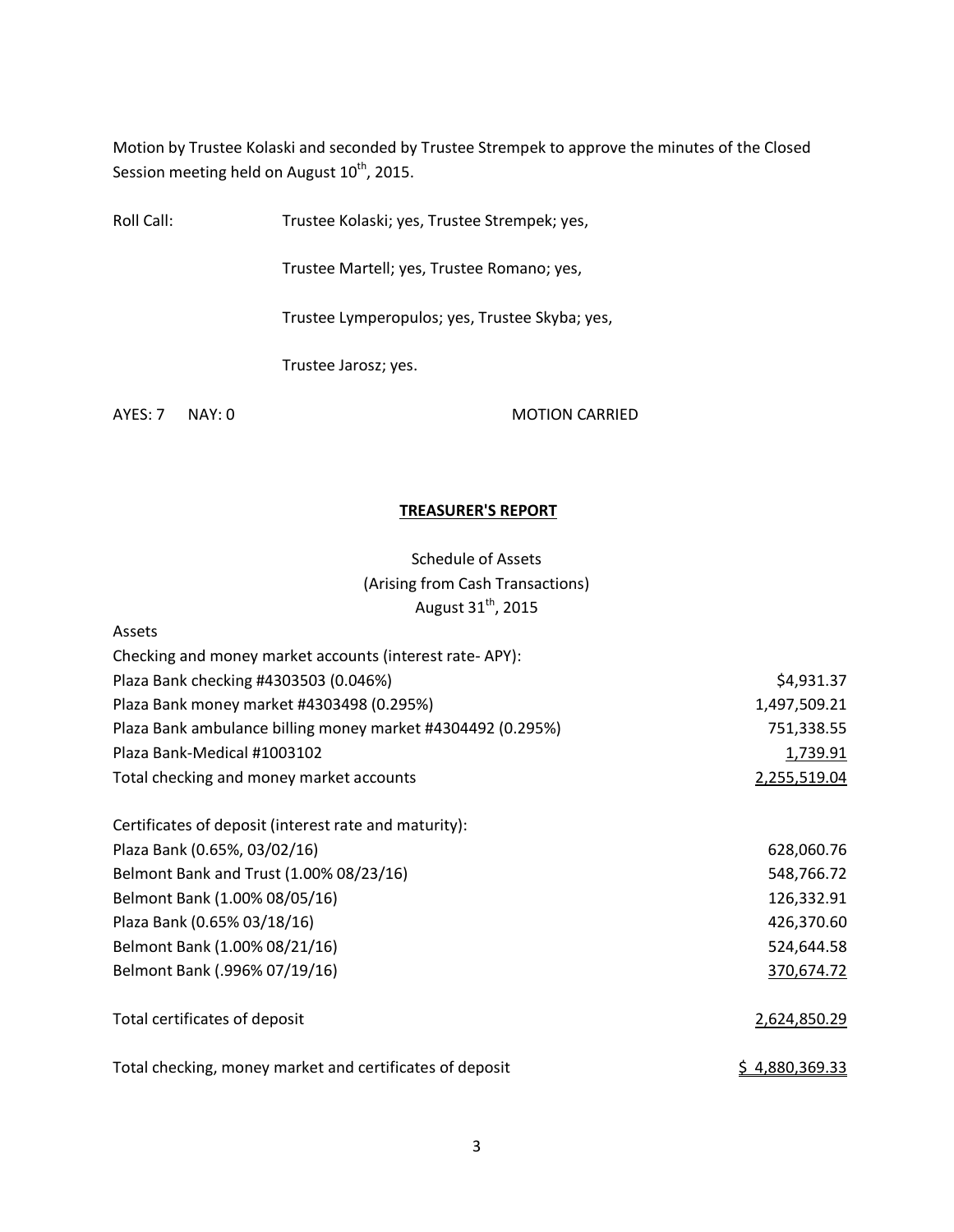Motion by Trustee Kolaski and seconded by Trustee Strempek to approve the minutes of the Closed Session meeting held on August 10th, 2015.

Roll Call: Trustee Kolaski; yes, Trustee Strempek; yes,

Trustee Martell; yes, Trustee Romano; yes,

Trustee Lymperopulos; yes, Trustee Skyba; yes,

Trustee Jarosz; yes.

AYES: 7 NAY: 0 MOTION CARRIED

## TREASURER'S REPORT

Schedule of Assets
(Arising from Cash Transactions)
August 31th, 2015

| Assets | |
|---|---|
| Checking and money market accounts (interest rate- APY): | |
| Plaza Bank checking #4303503 (0.046%) | $4,931.37 |
| Plaza Bank money market #4303498 (0.295%) | 1,497,509.21 |
| Plaza Bank ambulance billing money market #4304492 (0.295%) | 751,338.55 |
| Plaza Bank-Medical #1003102 | 1,739.91 |
| Total checking and money market accounts | 2,255,519.04 |
| | |
| Certificates of deposit (interest rate and maturity): | |
| Plaza Bank (0.65%, 03/02/16) | 628,060.76 |
| Belmont Bank and Trust (1.00% 08/23/16) | 548,766.72 |
| Belmont Bank (1.00% 08/05/16) | 126,332.91 |
| Plaza Bank (0.65% 03/18/16) | 426,370.60 |
| Belmont Bank (1.00% 08/21/16) | 524,644.58 |
| Belmont Bank (.996% 07/19/16) | 370,674.72 |
| | |
| Total certificates of deposit | 2,624,850.29 |
| | |
| Total checking, money market and certificates of deposit | $ 4,880,369.33 |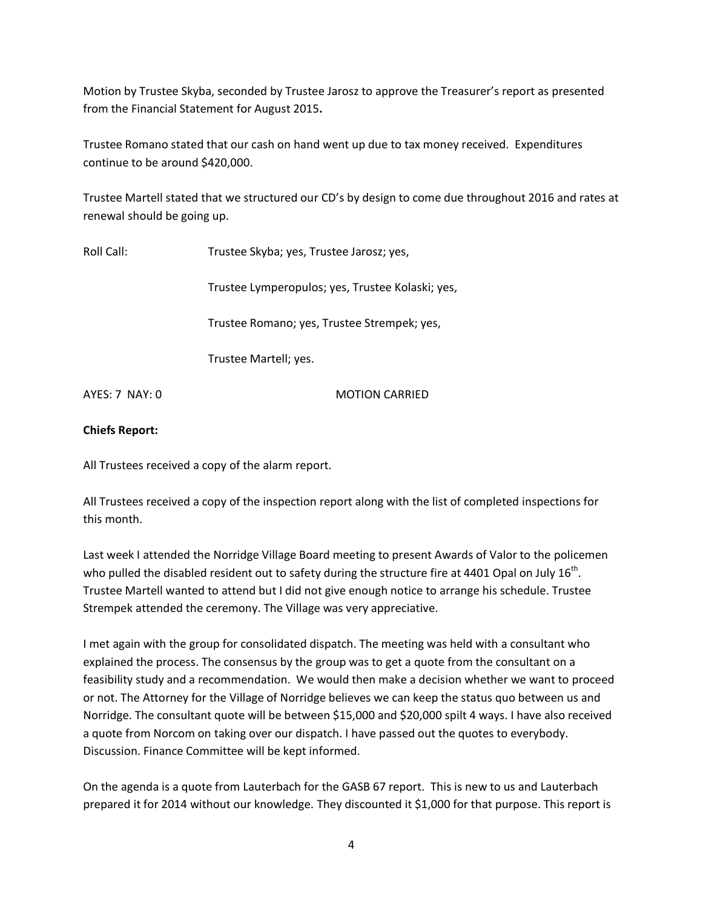Motion by Trustee Skyba, seconded by Trustee Jarosz to approve the Treasurer's report as presented from the Financial Statement for August 2015**.**

Trustee Romano stated that our cash on hand went up due to tax money received. Expenditures continue to be around $420,000.

Trustee Martell stated that we structured our CD's by design to come due throughout 2016 and rates at renewal should be going up.

Roll Call: Trustee Skyba; yes, Trustee Jarosz; yes,

Trustee Lymperopulos; yes, Trustee Kolaski; yes,

Trustee Romano; yes, Trustee Strempek; yes,

Trustee Martell; yes.

AYES: 7 NAY: 0 MOTION CARRIED

**Chiefs Report:**

All Trustees received a copy of the alarm report.

All Trustees received a copy of the inspection report along with the list of completed inspections for this month.

Last week I attended the Norridge Village Board meeting to present Awards of Valor to the policemen who pulled the disabled resident out to safety during the structure fire at 4401 Opal on July 16th. Trustee Martell wanted to attend but I did not give enough notice to arrange his schedule. Trustee Strempek attended the ceremony. The Village was very appreciative.

I met again with the group for consolidated dispatch. The meeting was held with a consultant who explained the process. The consensus by the group was to get a quote from the consultant on a feasibility study and a recommendation. We would then make a decision whether we want to proceed or not. The Attorney for the Village of Norridge believes we can keep the status quo between us and Norridge. The consultant quote will be between $15,000 and $20,000 spilt 4 ways. I have also received a quote from Norcom on taking over our dispatch. I have passed out the quotes to everybody. Discussion. Finance Committee will be kept informed.

On the agenda is a quote from Lauterbach for the GASB 67 report. This is new to us and Lauterbach prepared it for 2014 without our knowledge. They discounted it $1,000 for that purpose. This report is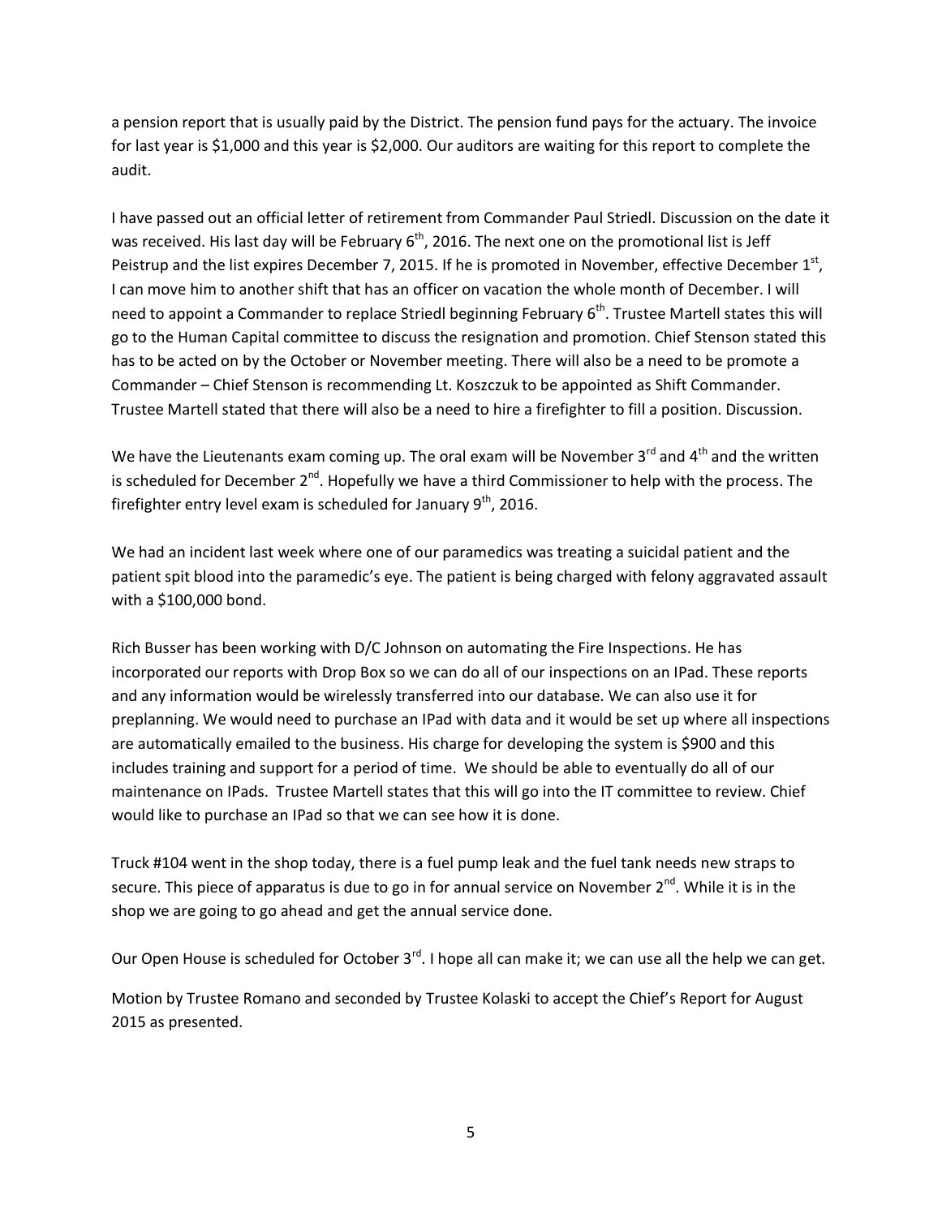a pension report that is usually paid by the District. The pension fund pays for the actuary. The invoice for last year is $1,000 and this year is $2,000. Our auditors are waiting for this report to complete the audit.

I have passed out an official letter of retirement from Commander Paul Striedl. Discussion on the date it was received. His last day will be February 6th, 2016. The next one on the promotional list is Jeff Peistrup and the list expires December 7, 2015. If he is promoted in November, effective December 1st, I can move him to another shift that has an officer on vacation the whole month of December. I will need to appoint a Commander to replace Striedl beginning February 6th. Trustee Martell states this will go to the Human Capital committee to discuss the resignation and promotion. Chief Stenson stated this has to be acted on by the October or November meeting. There will also be a need to be promote a Commander – Chief Stenson is recommending Lt. Koszczuk to be appointed as Shift Commander. Trustee Martell stated that there will also be a need to hire a firefighter to fill a position. Discussion.

We have the Lieutenants exam coming up. The oral exam will be November 3rd and 4th and the written is scheduled for December 2nd. Hopefully we have a third Commissioner to help with the process. The firefighter entry level exam is scheduled for January 9th, 2016.

We had an incident last week where one of our paramedics was treating a suicidal patient and the patient spit blood into the paramedic's eye. The patient is being charged with felony aggravated assault with a $100,000 bond.

Rich Busser has been working with D/C Johnson on automating the Fire Inspections. He has incorporated our reports with Drop Box so we can do all of our inspections on an IPad. These reports and any information would be wirelessly transferred into our database. We can also use it for preplanning. We would need to purchase an IPad with data and it would be set up where all inspections are automatically emailed to the business. His charge for developing the system is $900 and this includes training and support for a period of time. We should be able to eventually do all of our maintenance on IPads. Trustee Martell states that this will go into the IT committee to review. Chief would like to purchase an IPad so that we can see how it is done.

Truck #104 went in the shop today, there is a fuel pump leak and the fuel tank needs new straps to secure. This piece of apparatus is due to go in for annual service on November 2nd. While it is in the shop we are going to go ahead and get the annual service done.

Our Open House is scheduled for October 3rd. I hope all can make it; we can use all the help we can get.

Motion by Trustee Romano and seconded by Trustee Kolaski to accept the Chief's Report for August 2015 as presented.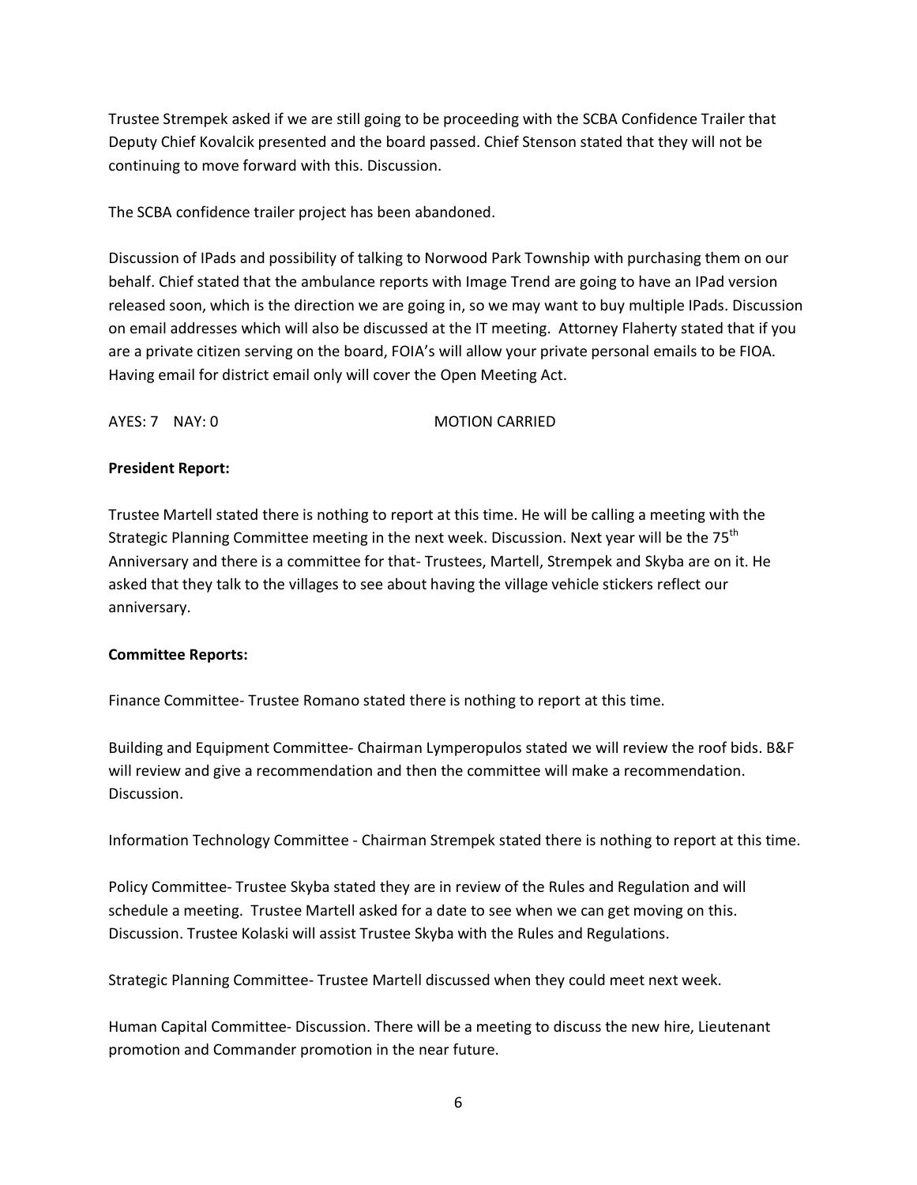Trustee Strempek asked if we are still going to be proceeding with the SCBA Confidence Trailer that Deputy Chief Kovalcik presented and the board passed. Chief Stenson stated that they will not be continuing to move forward with this. Discussion.

The SCBA confidence trailer project has been abandoned.

Discussion of IPads and possibility of talking to Norwood Park Township with purchasing them on our behalf. Chief stated that the ambulance reports with Image Trend are going to have an IPad version released soon, which is the direction we are going in, so we may want to buy multiple IPads. Discussion on email addresses which will also be discussed at the IT meeting. Attorney Flaherty stated that if you are a private citizen serving on the board, FOIA's will allow your private personal emails to be FIOA. Having email for district email only will cover the Open Meeting Act.

AYES: 7 NAY: 0 MOTION CARRIED

**President Report:**

Trustee Martell stated there is nothing to report at this time. He will be calling a meeting with the Strategic Planning Committee meeting in the next week. Discussion. Next year will be the 75th Anniversary and there is a committee for that- Trustees, Martell, Strempek and Skyba are on it. He asked that they talk to the villages to see about having the village vehicle stickers reflect our anniversary.

**Committee Reports:**

Finance Committee- Trustee Romano stated there is nothing to report at this time.

Building and Equipment Committee- Chairman Lymperopulos stated we will review the roof bids. B&F will review and give a recommendation and then the committee will make a recommendation. Discussion.

Information Technology Committee - Chairman Strempek stated there is nothing to report at this time.

Policy Committee- Trustee Skyba stated they are in review of the Rules and Regulation and will schedule a meeting. Trustee Martell asked for a date to see when we can get moving on this. Discussion. Trustee Kolaski will assist Trustee Skyba with the Rules and Regulations.

Strategic Planning Committee- Trustee Martell discussed when they could meet next week.

Human Capital Committee- Discussion. There will be a meeting to discuss the new hire, Lieutenant promotion and Commander promotion in the near future.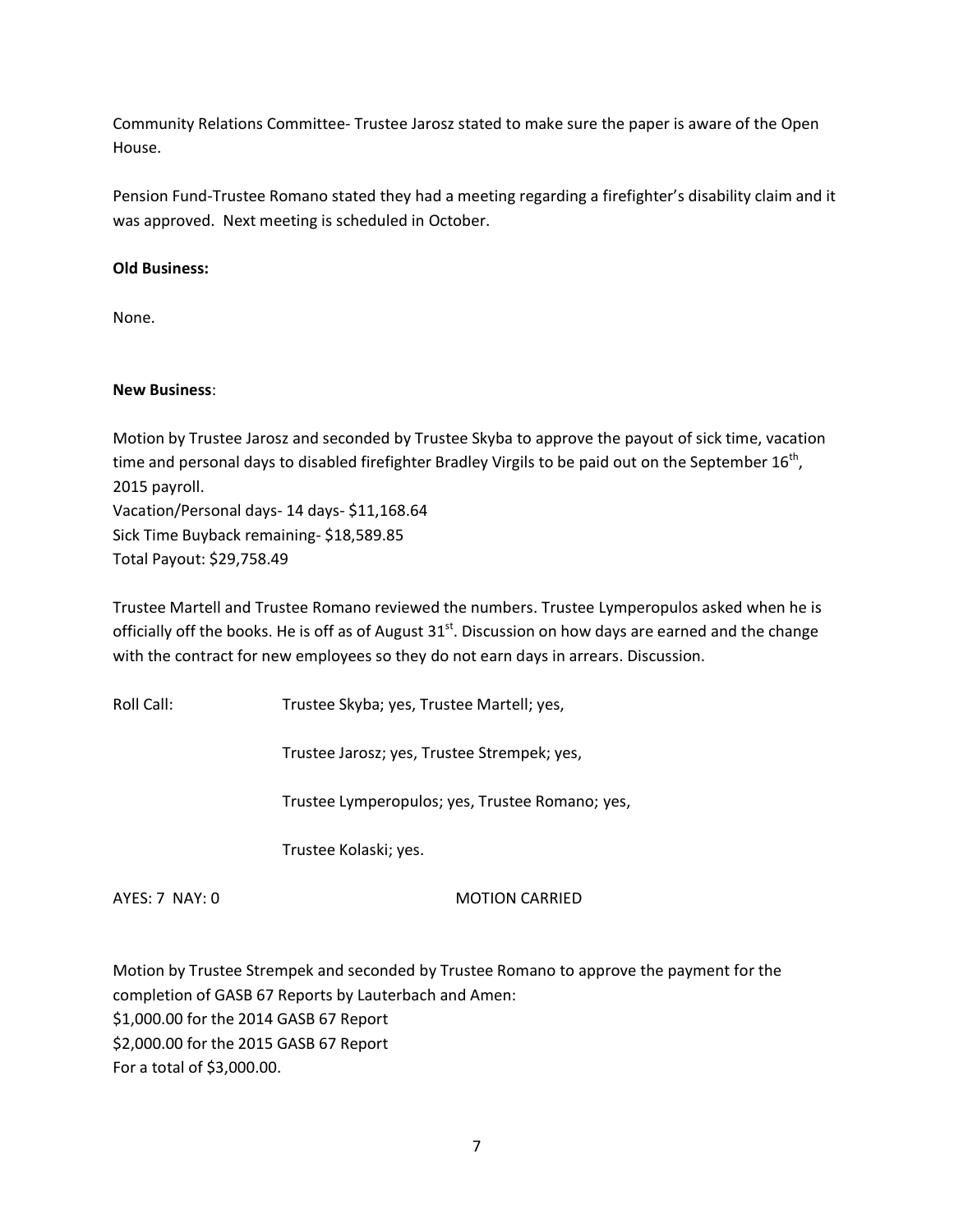Community Relations Committee- Trustee Jarosz stated to make sure the paper is aware of the Open House.

Pension Fund-Trustee Romano stated they had a meeting regarding a firefighter's disability claim and it was approved. Next meeting is scheduled in October.

**Old Business:**

None.

**New Business**:

Motion by Trustee Jarosz and seconded by Trustee Skyba to approve the payout of sick time, vacation time and personal days to disabled firefighter Bradley Virgils to be paid out on the September 16th, 2015 payroll.
Vacation/Personal days- 14 days- $11,168.64
Sick Time Buyback remaining- $18,589.85
Total Payout: $29,758.49

Trustee Martell and Trustee Romano reviewed the numbers. Trustee Lymperopulos asked when he is officially off the books. He is off as of August 31st. Discussion on how days are earned and the change with the contract for new employees so they do not earn days in arrears. Discussion.

Roll Call: Trustee Skyba; yes, Trustee Martell; yes,

Trustee Jarosz; yes, Trustee Strempek; yes,

Trustee Lymperopulos; yes, Trustee Romano; yes,

Trustee Kolaski; yes.

AYES: 7 NAY: 0 MOTION CARRIED

Motion by Trustee Strempek and seconded by Trustee Romano to approve the payment for the completion of GASB 67 Reports by Lauterbach and Amen:
$1,000.00 for the 2014 GASB 67 Report
$2,000.00 for the 2015 GASB 67 Report
For a total of $3,000.00.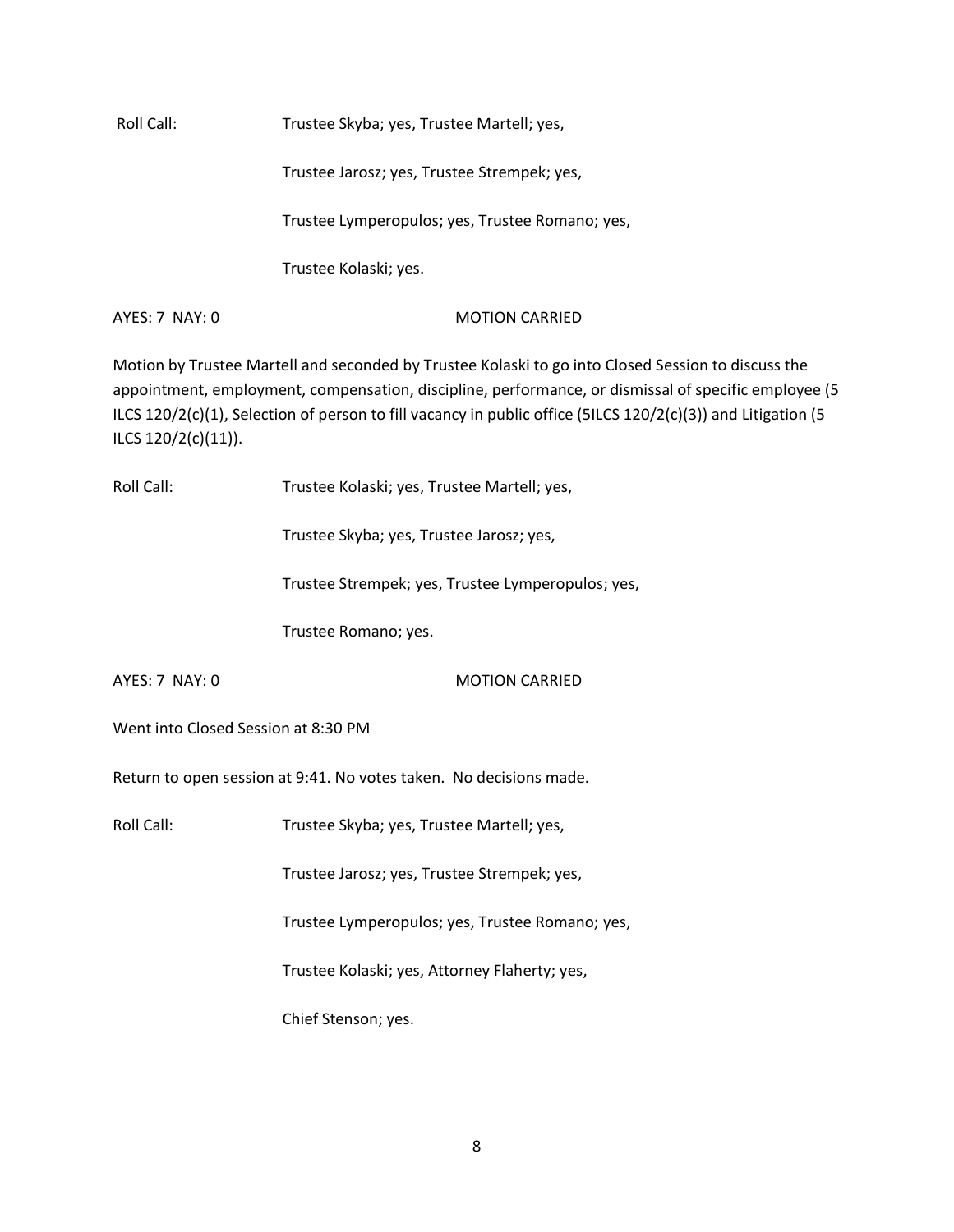Roll Call: Trustee Skyba; yes, Trustee Martell; yes,

Trustee Jarosz; yes, Trustee Strempek; yes,

Trustee Lymperopulos; yes, Trustee Romano; yes,

Trustee Kolaski; yes.

AYES: 7 NAY: 0 MOTION CARRIED

Motion by Trustee Martell and seconded by Trustee Kolaski to go into Closed Session to discuss the appointment, employment, compensation, discipline, performance, or dismissal of specific employee (5 ILCS 120/2(c)(1), Selection of person to fill vacancy in public office (5ILCS 120/2(c)(3)) and Litigation (5 ILCS 120/2(c)(11)).

Roll Call: Trustee Kolaski; yes, Trustee Martell; yes,

Trustee Skyba; yes, Trustee Jarosz; yes,

Trustee Strempek; yes, Trustee Lymperopulos; yes,

Trustee Romano; yes.

AYES: 7 NAY: 0 MOTION CARRIED

Went into Closed Session at 8:30 PM

Return to open session at 9:41. No votes taken. No decisions made.

Roll Call: Trustee Skyba; yes, Trustee Martell; yes,

Trustee Jarosz; yes, Trustee Strempek; yes,

Trustee Lymperopulos; yes, Trustee Romano; yes,

Trustee Kolaski; yes, Attorney Flaherty; yes,

Chief Stenson; yes.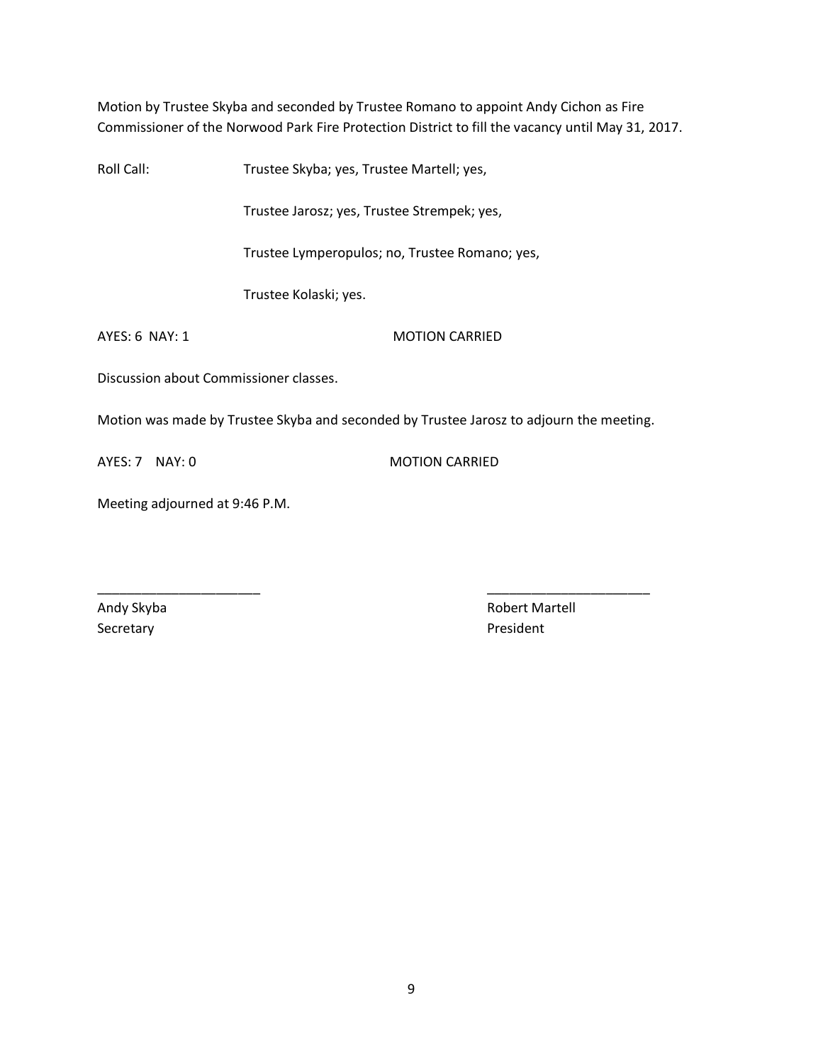Motion by Trustee Skyba and seconded by Trustee Romano to appoint Andy Cichon as Fire Commissioner of the Norwood Park Fire Protection District to fill the vacancy until May 31, 2017.

Roll Call: Trustee Skyba; yes, Trustee Martell; yes,

Trustee Jarosz; yes, Trustee Strempek; yes,

Trustee Lymperopulos; no, Trustee Romano; yes,

Trustee Kolaski; yes.

AYES: 6 NAY: 1 MOTION CARRIED

Discussion about Commissioner classes.

Motion was made by Trustee Skyba and seconded by Trustee Jarosz to adjourn the meeting.

AYES: 7 NAY: 0 MOTION CARRIED

Meeting adjourned at 9:46 P.M.

______________________ ______________________

Andy Skyba Robert Martell

Secretary President